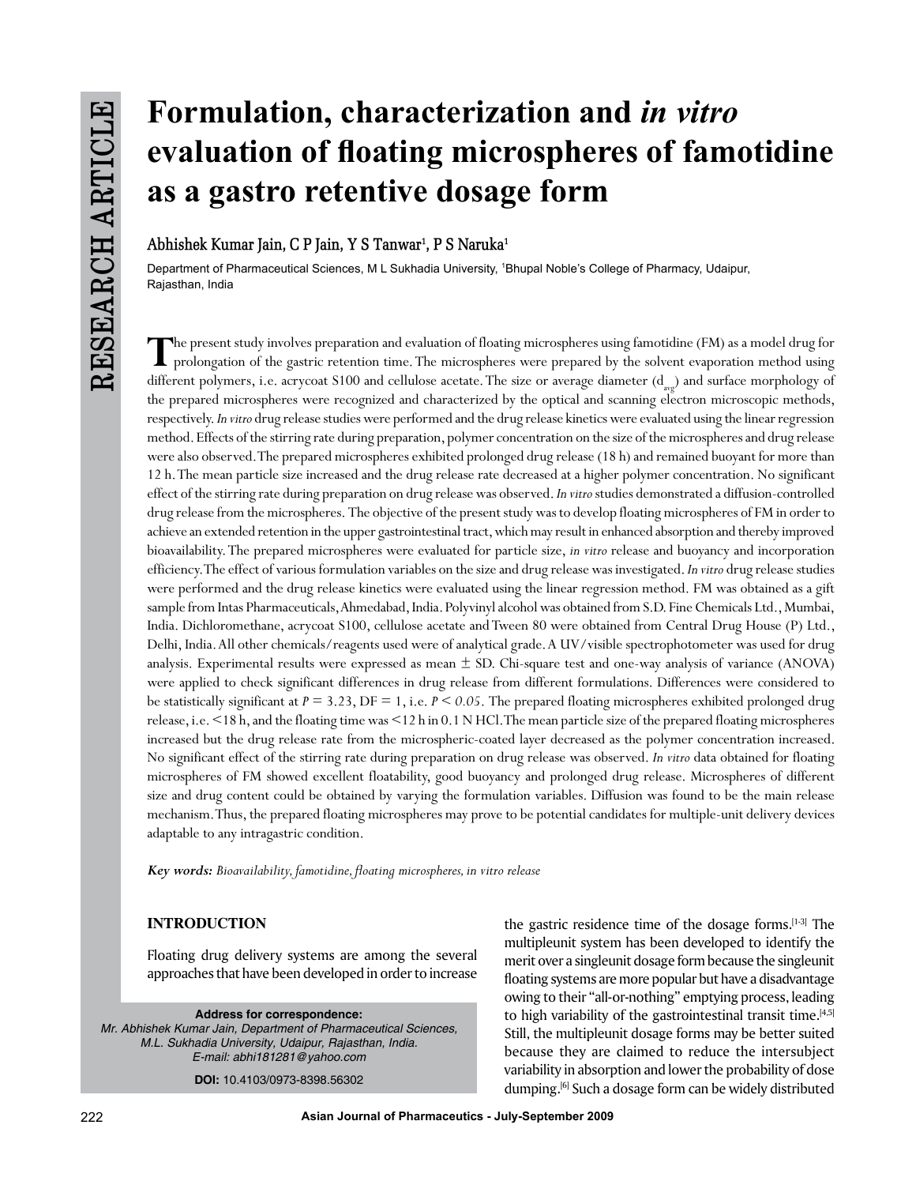# Formulation, characterization and *in vitro* evaluation of floating microspheres of famotidine as a gastro retentive dosage form

Abhishek Kumar Jain, C P Jain, Y S Tanwar[1], P S Naruka[1]

Department of Pharmaceutical Sciences, M L Sukhadia University, [1]Bhupal Noble's College of Pharmacy, Udaipur, Rajasthan, India

The present study involves preparation and evaluation of floating microspheres using famotidine (FM) as a model drug for prolongation of the gastric retention time. The microspheres were prepared by the solvent evaporation method using different polymers, i.e. acrycoat S100 and cellulose acetate. The size or average diameter ($d_{avg}$) and surface morphology of the prepared microspheres were recognized and characterized by the optical and scanning electron microscopic methods, respectively. *In vitro* drug release studies were performed and the drug release kinetics were evaluated using the linear regression method. Effects of the stirring rate during preparation, polymer concentration on the size of the microspheres and drug release were also observed. The prepared microspheres exhibited prolonged drug release (18 h) and remained buoyant for more than 12 h. The mean particle size increased and the drug release rate decreased at a higher polymer concentration. No significant effect of the stirring rate during preparation on drug release was observed. *In vitro* studies demonstrated a diffusion-controlled drug release from the microspheres. The objective of the present study was to develop floating microspheres of FM in order to achieve an extended retention in the upper gastrointestinal tract, which may result in enhanced absorption and thereby improved bioavailability. The prepared microspheres were evaluated for particle size, *in vitro* release and buoyancy and incorporation efficiency. The effect of various formulation variables on the size and drug release was investigated. *In vitro* drug release studies were performed and the drug release kinetics were evaluated using the linear regression method. FM was obtained as a gift sample from Intas Pharmaceuticals, Ahmedabad, India. Polyvinyl alcohol was obtained from S.D. Fine Chemicals Ltd., Mumbai, India. Dichloromethane, acrycoat S100, cellulose acetate and Tween 80 were obtained from Central Drug House (P) Ltd., Delhi, India. All other chemicals/reagents used were of analytical grade. A UV/visible spectrophotometer was used for drug analysis. Experimental results were expressed as mean ± SD. Chi-square test and one-way analysis of variance (ANOVA) were applied to check significant differences in drug release from different formulations. Differences were considered to be statistically significant at $P = 3.23$, DF = 1, i.e. $P < 0.05$. The prepared floating microspheres exhibited prolonged drug release, i.e. <18 h, and the floating time was <12 h in 0.1 N HCl. The mean particle size of the prepared floating microspheres increased but the drug release rate from the microspheric-coated layer decreased as the polymer concentration increased. No significant effect of the stirring rate during preparation on drug release was observed. *In vitro* data obtained for floating microspheres of FM showed excellent floatability, good buoyancy and prolonged drug release. Microspheres of different size and drug content could be obtained by varying the formulation variables. Diffusion was found to be the main release mechanism. Thus, the prepared floating microspheres may prove to be potential candidates for multiple-unit delivery devices adaptable to any intragastric condition.

***Key words:*** *Bioavailability, famotidine, floating microspheres, in vitro release*

## INTRODUCTION

Floating drug delivery systems are among the several approaches that have been developed in order to increase the gastric residence time of the dosage forms.[1-3] The multipleunit system has been developed to identify the merit over a singleunit dosage form because the singleunit floating systems are more popular but have a disadvantage owing to their "all-or-nothing" emptying process, leading to high variability of the gastrointestinal transit time.[4,5] Still, the multipleunit dosage forms may be better suited because they are claimed to reduce the intersubject variability in absorption and lower the probability of dose dumping.[6] Such a dosage form can be widely distributed

**Address for correspondence:**
*Mr. Abhishek Kumar Jain, Department of Pharmaceutical Sciences, M.L. Sukhadia University, Udaipur, Rajasthan, India. E-mail: abhi181281@yahoo.com*

**DOI:** 10.4103/0973-8398.56302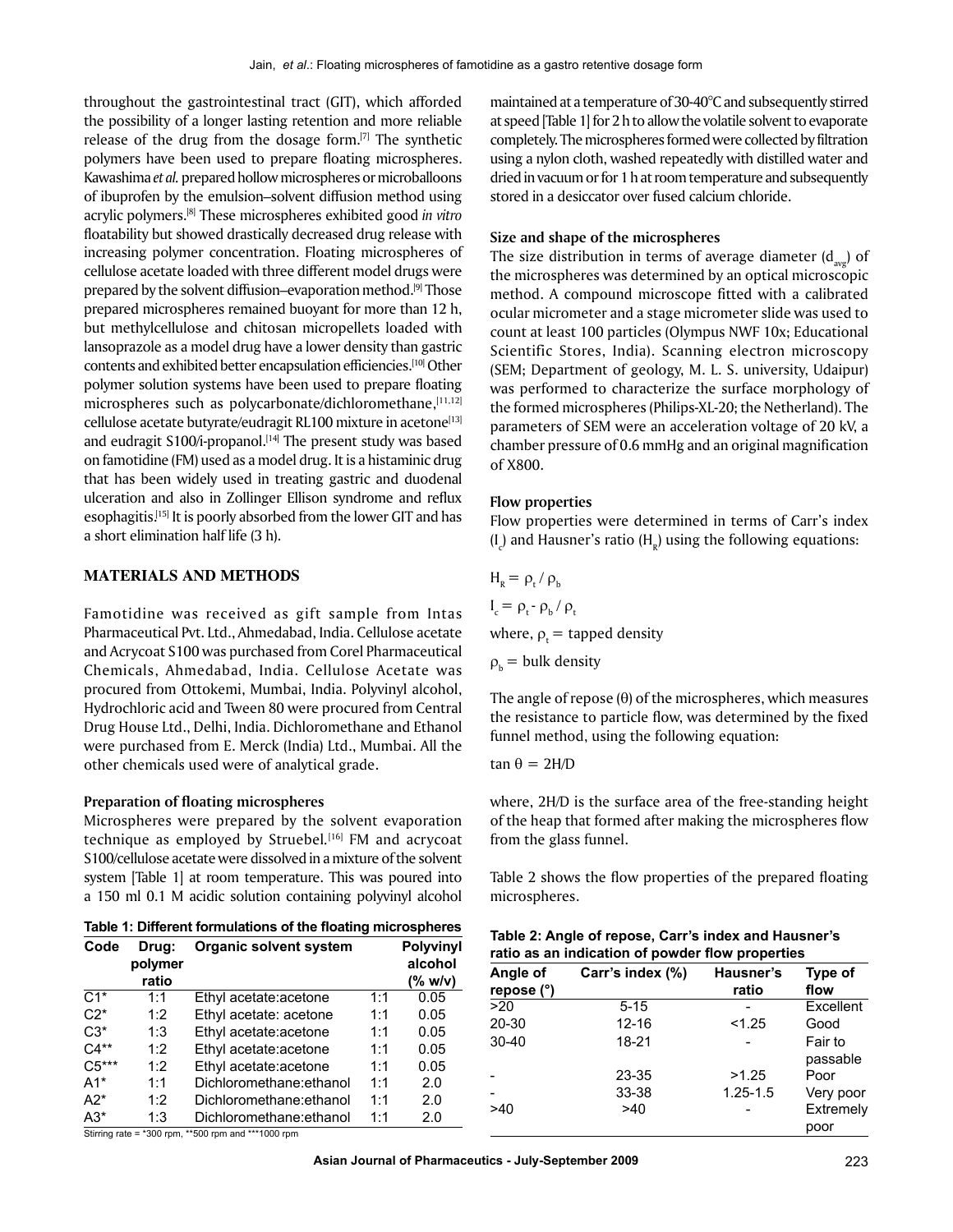throughout the gastrointestinal tract (GIT), which afforded the possibility of a longer lasting retention and more reliable release of the drug from the dosage form.[7] The synthetic polymers have been used to prepare floating microspheres. Kawashima *et al.* prepared hollow microspheres or microballoons of ibuprofen by the emulsion–solvent diffusion method using acrylic polymers.[8] These microspheres exhibited good *in vitro* floatability but showed drastically decreased drug release with increasing polymer concentration. Floating microspheres of cellulose acetate loaded with three different model drugs were prepared by the solvent diffusion–evaporation method.[9] Those prepared microspheres remained buoyant for more than 12 h, but methylcellulose and chitosan micropellets loaded with lansoprazole as a model drug have a lower density than gastric contents and exhibited better encapsulation efficiencies.[10] Other polymer solution systems have been used to prepare floating microspheres such as polycarbonate/dichloromethane,[11,12] cellulose acetate butyrate/eudragit RL100 mixture in acetone[13] and eudragit S100/i-propanol.[14] The present study was based on famotidine (FM) used as a model drug. It is a histaminic drug that has been widely used in treating gastric and duodenal ulceration and also in Zollinger Ellison syndrome and reflux esophagitis.[15] It is poorly absorbed from the lower GIT and has a short elimination half life (3 h).

## MATERIALS AND METHODS

Famotidine was received as gift sample from Intas Pharmaceutical Pvt. Ltd., Ahmedabad, India. Cellulose acetate and Acrycoat S100 was purchased from Corel Pharmaceutical Chemicals, Ahmedabad, India. Cellulose Acetate was procured from Ottokemi, Mumbai, India. Polyvinyl alcohol, Hydrochloric acid and Tween 80 were procured from Central Drug House Ltd., Delhi, India. Dichloromethane and Ethanol were purchased from E. Merck (India) Ltd., Mumbai. All the other chemicals used were of analytical grade.

### Preparation of floating microspheres

Microspheres were prepared by the solvent evaporation technique as employed by Struebel.[16] FM and acrycoat S100/cellulose acetate were dissolved in a mixture of the solvent system [Table 1] at room temperature. This was poured into a 150 ml 0.1 M acidic solution containing polyvinyl alcohol maintained at a temperature of 30-40°C and subsequently stirred at speed [Table 1] for 2 h to allow the volatile solvent to evaporate completely. The microspheres formed were collected by filtration using a nylon cloth, washed repeatedly with distilled water and dried in vacuum or for 1 h at room temperature and subsequently stored in a desiccator over fused calcium chloride.

**Table 1: Different formulations of the floating microspheres**

| Code | Drug: polymer ratio | Organic solvent system | | Polyvinyl alcohol (% w/v) |
|---|---|---|---|---|
| C1* | 1:1 | Ethyl acetate:acetone | 1:1 | 0.05 |
| C2* | 1:2 | Ethyl acetate: acetone | 1:1 | 0.05 |
| C3* | 1:3 | Ethyl acetate:acetone | 1:1 | 0.05 |
| C4** | 1:2 | Ethyl acetate:acetone | 1:1 | 0.05 |
| C5*** | 1:2 | Ethyl acetate:acetone | 1:1 | 0.05 |
| A1* | 1:1 | Dichloromethane:ethanol | 1:1 | 2.0 |
| A2* | 1:2 | Dichloromethane:ethanol | 1:1 | 2.0 |
| A3* | 1:3 | Dichloromethane:ethanol | 1:1 | 2.0 |

Stirring rate = *300 rpm, **500 rpm and ***1000 rpm

### Size and shape of the microspheres

The size distribution in terms of average diameter ($d_{avg}$) of the microspheres was determined by an optical microscopic method. A compound microscope fitted with a calibrated ocular micrometer and a stage micrometer slide was used to count at least 100 particles (Olympus NWF 10x; Educational Scientific Stores, India). Scanning electron microscopy (SEM; Department of geology, M. L. S. university, Udaipur) was performed to characterize the surface morphology of the formed microspheres (Philips-XL-20; the Netherland). The parameters of SEM were an acceleration voltage of 20 kV, a chamber pressure of 0.6 mmHg and an original magnification of X800.

### Flow properties

Flow properties were determined in terms of Carr's index ($I_c$) and Hausner's ratio ($H_R$) using the following equations:

$$H_R = \rho_t / \rho_b$$

$$I_c = \rho_t - \rho_b / \rho_t$$

where, $\rho_t$ = tapped density

$\rho_b$ = bulk density

The angle of repose (θ) of the microspheres, which measures the resistance to particle flow, was determined by the fixed funnel method, using the following equation:

$$\tan \theta = 2H/D$$

where, 2H/D is the surface area of the free-standing height of the heap that formed after making the microspheres flow from the glass funnel.

Table 2 shows the flow properties of the prepared floating microspheres.

**Table 2: Angle of repose, Carr's index and Hausner's ratio as an indication of powder flow properties**

| Angle of repose (°) | Carr's index (%) | Hausner's ratio | Type of flow |
|---|---|---|---|
| >20 | 5-15 | - | Excellent |
| 20-30 | 12-16 | <1.25 | Good |
| 30-40 | 18-21 | - | Fair to passable |
| - | 23-35 | >1.25 | Poor |
| - | 33-38 | 1.25-1.5 | Very poor |
| >40 | >40 | - | Extremely poor |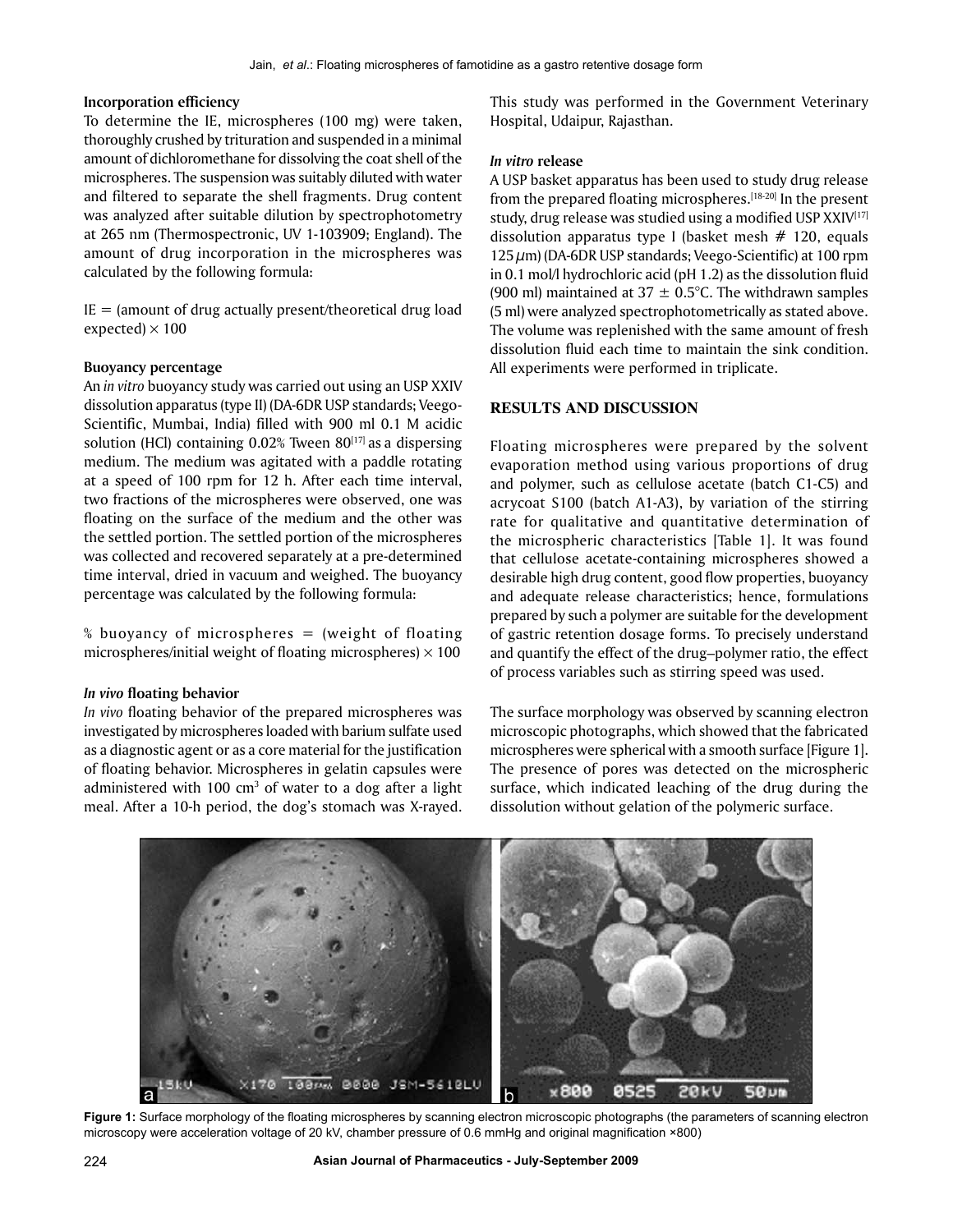### Incorporation efficiency

To determine the IE, microspheres (100 mg) were taken, thoroughly crushed by trituration and suspended in a minimal amount of dichloromethane for dissolving the coat shell of the microspheres. The suspension was suitably diluted with water and filtered to separate the shell fragments. Drug content was analyzed after suitable dilution by spectrophotometry at 265 nm (Thermospectronic, UV 1-103909; England). The amount of drug incorporation in the microspheres was calculated by the following formula:

IE = (amount of drug actually present/theoretical drug load expected) × 100

### Buoyancy percentage

An *in vitro* buoyancy study was carried out using an USP XXIV dissolution apparatus (type II) (DA-6DR USP standards; Veego-Scientific, Mumbai, India) filled with 900 ml 0.1 M acidic solution (HCl) containing 0.02% Tween 80[17] as a dispersing medium. The medium was agitated with a paddle rotating at a speed of 100 rpm for 12 h. After each time interval, two fractions of the microspheres were observed, one was floating on the surface of the medium and the other was the settled portion. The settled portion of the microspheres was collected and recovered separately at a pre-determined time interval, dried in vacuum and weighed. The buoyancy percentage was calculated by the following formula:

% buoyancy of microspheres = (weight of floating microspheres/initial weight of floating microspheres) × 100

### *In vivo* floating behavior

*In vivo* floating behavior of the prepared microspheres was investigated by microspheres loaded with barium sulfate used as a diagnostic agent or as a core material for the justification of floating behavior. Microspheres in gelatin capsules were administered with 100 cm$^3$ of water to a dog after a light meal. After a 10-h period, the dog's stomach was X-rayed. This study was performed in the Government Veterinary Hospital, Udaipur, Rajasthan.

### *In vitro* release

A USP basket apparatus has been used to study drug release from the prepared floating microspheres.[18-20] In the present study, drug release was studied using a modified USP XXIV[17] dissolution apparatus type I (basket mesh # 120, equals 125 $\mu$m) (DA-6DR USP standards; Veego-Scientific) at 100 rpm in 0.1 mol/l hydrochloric acid (pH 1.2) as the dissolution fluid (900 ml) maintained at 37 ± 0.5°C. The withdrawn samples (5 ml) were analyzed spectrophotometrically as stated above. The volume was replenished with the same amount of fresh dissolution fluid each time to maintain the sink condition. All experiments were performed in triplicate.

## RESULTS AND DISCUSSION

Floating microspheres were prepared by the solvent evaporation method using various proportions of drug and polymer, such as cellulose acetate (batch C1-C5) and acrycoat S100 (batch A1-A3), by variation of the stirring rate for qualitative and quantitative determination of the microspheric characteristics [Table 1]. It was found that cellulose acetate-containing microspheres showed a desirable high drug content, good flow properties, buoyancy and adequate release characteristics; hence, formulations prepared by such a polymer are suitable for the development of gastric retention dosage forms. To precisely understand and quantify the effect of the drug–polymer ratio, the effect of process variables such as stirring speed was used.

The surface morphology was observed by scanning electron microscopic photographs, which showed that the fabricated microspheres were spherical with a smooth surface [Figure 1]. The presence of pores was detected on the microspheric surface, which indicated leaching of the drug during the dissolution without gelation of the polymeric surface.

**Figure 1:** Surface morphology of the floating microspheres by scanning electron microscopic photographs (the parameters of scanning electron microscopy were acceleration voltage of 20 kV, chamber pressure of 0.6 mmHg and original magnification ×800)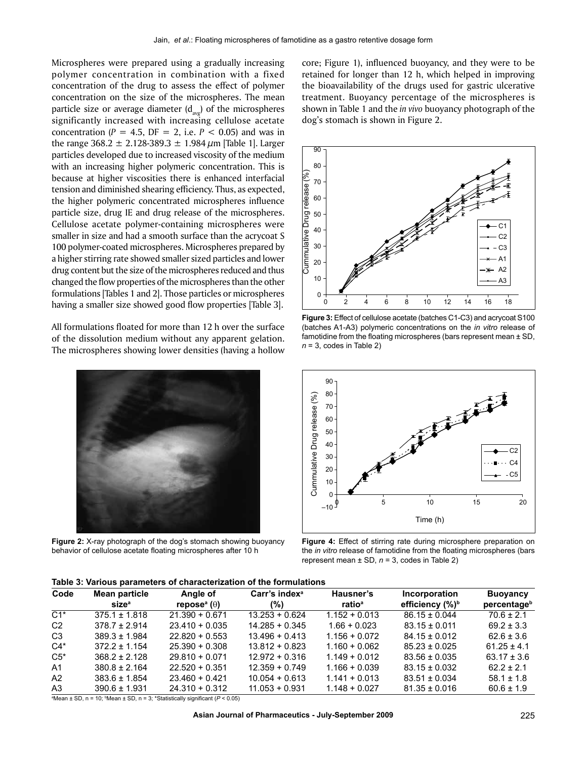Microspheres were prepared using a gradually increasing polymer concentration in combination with a fixed concentration of the drug to assess the effect of polymer concentration on the size of the microspheres. The mean particle size or average diameter ($d_{avg}$) of the microspheres significantly increased with increasing cellulose acetate concentration ($P = 4.5$, DF = 2, i.e. $P < 0.05$) and was in the range 368.2 ± 2.128-389.3 ± 1.984 μm [Table 1]. Larger particles developed due to increased viscosity of the medium with an increasing higher polymeric concentration. This is because at higher viscosities there is enhanced interfacial tension and diminished shearing efficiency. Thus, as expected, the higher polymeric concentrated microspheres influence particle size, drug IE and drug release of the microspheres. Cellulose acetate polymer-containing microspheres were smaller in size and had a smooth surface than the acrycoat S 100 polymer-coated microspheres. Microspheres prepared by a higher stirring rate showed smaller sized particles and lower drug content but the size of the microspheres reduced and thus changed the flow properties of the microspheres than the other formulations [Tables 1 and 2]. Those particles or microspheres having a smaller size showed good flow properties [Table 3].

All formulations floated for more than 12 h over the surface of the dissolution medium without any apparent gelation. The microspheres showing lower densities (having a hollow core; Figure 1), influenced buoyancy, and they were to be retained for longer than 12 h, which helped in improving the bioavailability of the drugs used for gastric ulcerative treatment. Buoyancy percentage of the microspheres is shown in Table 1 and the *in vivo* buoyancy photograph of the dog's stomach is shown in Figure 2.

**Figure 3:** Effect of cellulose acetate (batches C1-C3) and acrycoat S100 (batches A1-A3) polymeric concentrations on the *in vitro* release of famotidine from the floating microspheres (bars represent mean ± SD, $n = 3$, codes in Table 2)

**Figure 2:** X-ray photograph of the dog's stomach showing buoyancy behavior of cellulose acetate floating microspheres after 10 h

**Figure 4:** Effect of stirring rate during microsphere preparation on the *in vitro* release of famotidine from the floating microspheres (bars represent mean ± SD, $n = 3$, codes in Table 2)

**Table 3: Various parameters of characterization of the formulations**

| Code | Mean particle size[a] | Angle of repose[a] (θ) | Carr's index[a] (%) | Hausner's ratio[a] | Incorporation efficiency (%)[b] | Buoyancy percentage[b] |
|---|---|---|---|---|---|---|
| C1* | 375.1 ± 1.818 | 21.390 + 0.671 | 13.253 + 0.624 | 1.152 + 0.013 | 86.15 ± 0.044 | 70.6 ± 2.1 |
| C2 | 378.7 ± 2.914 | 23.410 + 0.035 | 14.285 + 0.345 | 1.66 + 0.023 | 83.15 ± 0.011 | 69.2 ± 3.3 |
| C3 | 389.3 ± 1.984 | 22.820 + 0.553 | 13.496 + 0.413 | 1.156 + 0.072 | 84.15 ± 0.012 | 62.6 ± 3.6 |
| C4* | 372.2 ± 1.154 | 25.390 + 0.308 | 13.812 + 0.823 | 1.160 + 0.062 | 85.23 ± 0.025 | 61.25 ± 4.1 |
| C5* | 368.2 ± 2.128 | 29.810 + 0.071 | 12.972 + 0.316 | 1.149 + 0.012 | 83.56 ± 0.035 | 63.17 ± 3.6 |
| A1 | 380.8 ± 2.164 | 22.520 + 0.351 | 12.359 + 0.749 | 1.166 + 0.039 | 83.15 ± 0.032 | 62.2 ± 2.1 |
| A2 | 383.6 ± 1.854 | 23.460 + 0.421 | 10.054 + 0.613 | 1.141 + 0.013 | 83.51 ± 0.034 | 58.1 ± 1.8 |
| A3 | 390.6 ± 1.931 | 24.310 + 0.312 | 11.053 + 0.931 | 1.148 + 0.027 | 81.35 ± 0.016 | 60.6 ± 1.9 |

[a]Mean ± SD, n = 10; [b]Mean ± SD, n = 3; *Statistically significant ($P < 0.05$)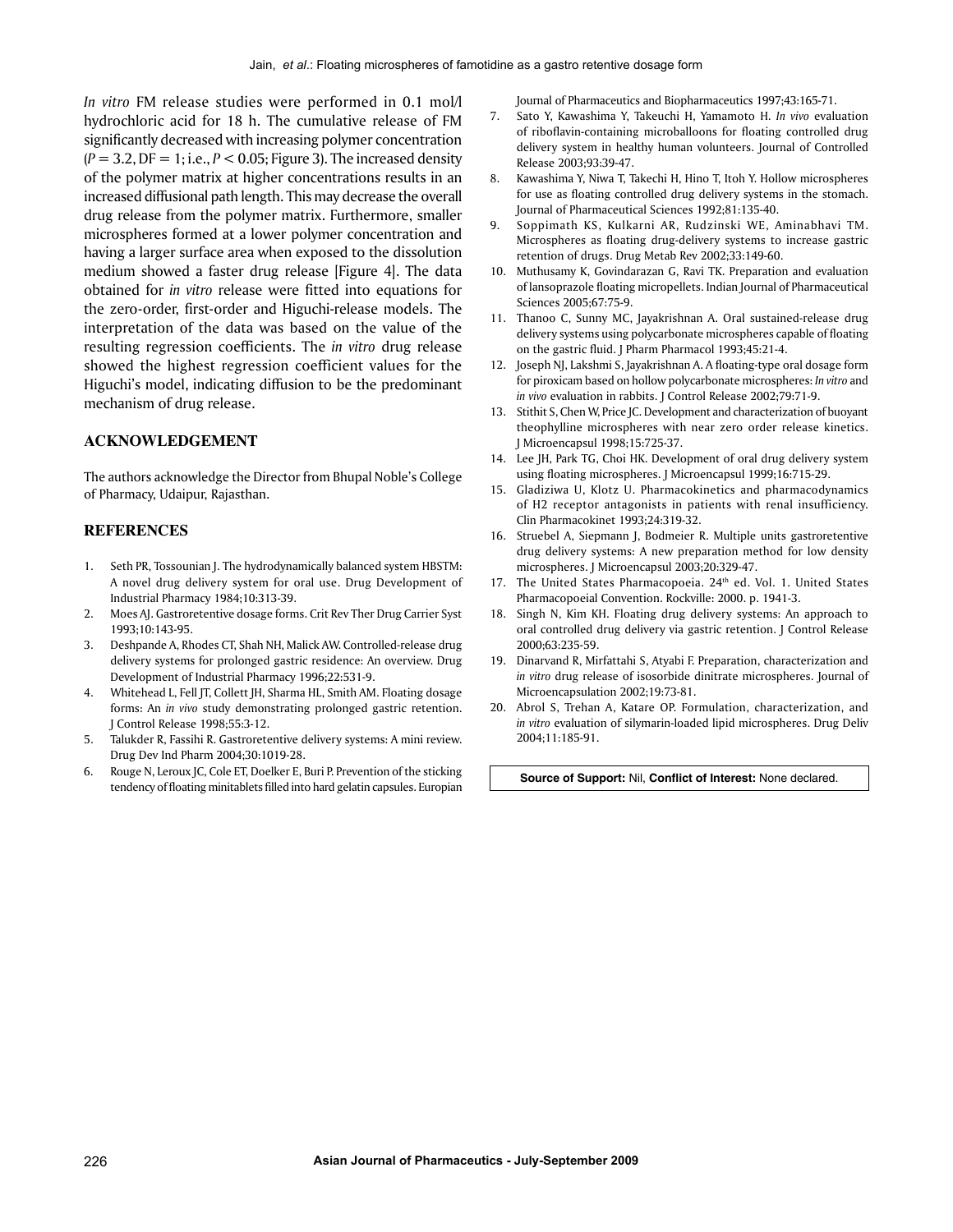*In vitro* FM release studies were performed in 0.1 mol/l hydrochloric acid for 18 h. The cumulative release of FM significantly decreased with increasing polymer concentration ($P = 3.2$, DF $= 1$; i.e., $P < 0.05$; Figure 3). The increased density of the polymer matrix at higher concentrations results in an increased diffusional path length. This may decrease the overall drug release from the polymer matrix. Furthermore, smaller microspheres formed at a lower polymer concentration and having a larger surface area when exposed to the dissolution medium showed a faster drug release [Figure 4]. The data obtained for *in vitro* release were fitted into equations for the zero-order, first-order and Higuchi-release models. The interpretation of the data was based on the value of the resulting regression coefficients. The *in vitro* drug release showed the highest regression coefficient values for the Higuchi's model, indicating diffusion to be the predominant mechanism of drug release.

## ACKNOWLEDGEMENT

The authors acknowledge the Director from Bhupal Noble's College of Pharmacy, Udaipur, Rajasthan.

## REFERENCES

1. Seth PR, Tossounian J. The hydrodynamically balanced system HBSTM: A novel drug delivery system for oral use. Drug Development of Industrial Pharmacy 1984;10:313-39.
2. Moes AJ. Gastroretentive dosage forms. Crit Rev Ther Drug Carrier Syst 1993;10:143-95.
3. Deshpande A, Rhodes CT, Shah NH, Malick AW. Controlled-release drug delivery systems for prolonged gastric residence: An overview. Drug Development of Industrial Pharmacy 1996;22:531-9.
4. Whitehead L, Fell JT, Collett JH, Sharma HL, Smith AM. Floating dosage forms: An *in vivo* study demonstrating prolonged gastric retention. J Control Release 1998;55:3-12.
5. Talukder R, Fassihi R. Gastroretentive delivery systems: A mini review. Drug Dev Ind Pharm 2004;30:1019-28.
6. Rouge N, Leroux JC, Cole ET, Doelker E, Buri P. Prevention of the sticking tendency of floating minitablets filled into hard gelatin capsules. Europian Journal of Pharmaceutics and Biopharmaceutics 1997;43:165-71.
7. Sato Y, Kawashima Y, Takeuchi H, Yamamoto H. *In vivo* evaluation of riboflavin-containing microballoons for floating controlled drug delivery system in healthy human volunteers. Journal of Controlled Release 2003;93:39-47.
8. Kawashima Y, Niwa T, Takechi H, Hino T, Itoh Y. Hollow microspheres for use as floating controlled drug delivery systems in the stomach. Journal of Pharmaceutical Sciences 1992;81:135-40.
9. Soppimath KS, Kulkarni AR, Rudzinski WE, Aminabhavi TM. Microspheres as floating drug-delivery systems to increase gastric retention of drugs. Drug Metab Rev 2002;33:149-60.
10. Muthusamy K, Govindarazan G, Ravi TK. Preparation and evaluation of lansoprazole floating micropellets. Indian Journal of Pharmaceutical Sciences 2005;67:75-9.
11. Thanoo C, Sunny MC, Jayakrishnan A. Oral sustained-release drug delivery systems using polycarbonate microspheres capable of floating on the gastric fluid. J Pharm Pharmacol 1993;45:21-4.
12. Joseph NJ, Lakshmi S, Jayakrishnan A. A floating-type oral dosage form for piroxicam based on hollow polycarbonate microspheres: *In vitro* and *in vivo* evaluation in rabbits. J Control Release 2002;79:71-9.
13. Stithit S, Chen W, Price JC. Development and characterization of buoyant theophylline microspheres with near zero order release kinetics. J Microencapsul 1998;15:725-37.
14. Lee JH, Park TG, Choi HK. Development of oral drug delivery system using floating microspheres. J Microencapsul 1999;16:715-29.
15. Gladiziwa U, Klotz U. Pharmacokinetics and pharmacodynamics of H2 receptor antagonists in patients with renal insufficiency. Clin Pharmacokinet 1993;24:319-32.
16. Struebel A, Siepmann J, Bodmeier R. Multiple units gastroretentive drug delivery systems: A new preparation method for low density microspheres. J Microencapsul 2003;20:329-47.
17. The United States Pharmacopoeia. 24th ed. Vol. 1. United States Pharmacopoeial Convention. Rockville: 2000. p. 1941-3.
18. Singh N, Kim KH. Floating drug delivery systems: An approach to oral controlled drug delivery via gastric retention. J Control Release 2000;63:235-59.
19. Dinarvand R, Mirfattahi S, Atyabi F. Preparation, characterization and *in vitro* drug release of isosorbide dinitrate microspheres. Journal of Microencapsulation 2002;19:73-81.
20. Abrol S, Trehan A, Katare OP. Formulation, characterization, and *in vitro* evaluation of silymarin-loaded lipid microspheres. Drug Deliv 2004;11:185-91.

**Source of Support:** Nil, **Conflict of Interest:** None declared.